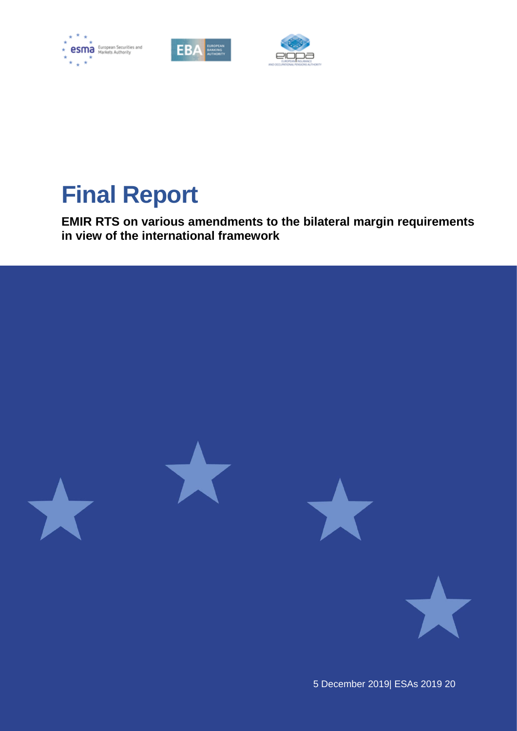# Final Report

**EMIR RTS on various amendments to the bilateral margin requirements in view of the international framework**

5 December 2019| ESAs 2019 20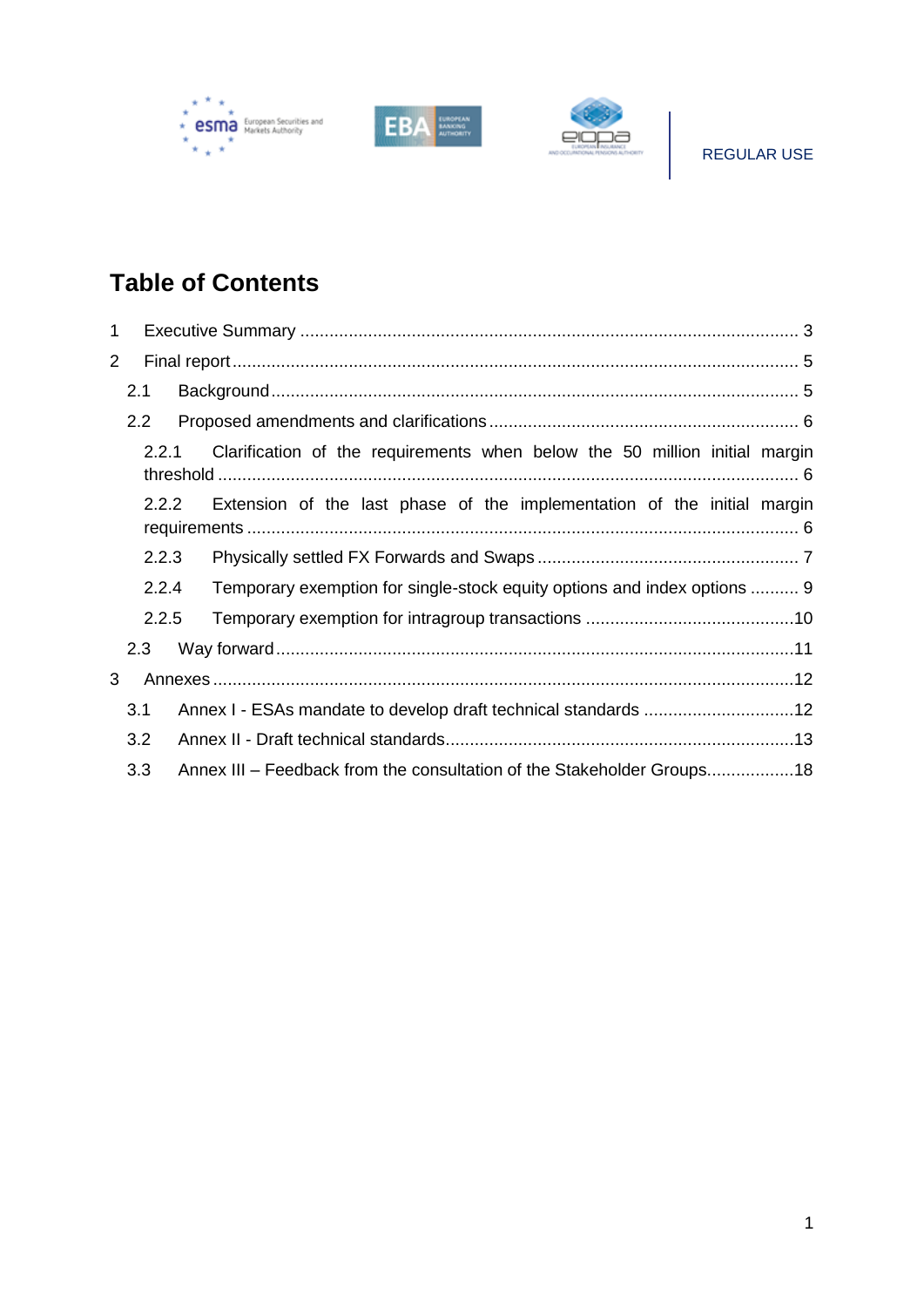REGULAR USE

# Table of Contents

1 Executive Summary ........................................................................................................ 3

2 Final report ..................................................................................................................... 5

2.1 Background ............................................................................................................... 5

2.2 Proposed amendments and clarifications ................................................................ 6

2.2.1 Clarification of the requirements when below the 50 million initial margin threshold ......................................................................................................................... 6

2.2.2 Extension of the last phase of the implementation of the initial margin requirements ................................................................................................................... 6

2.2.3 Physically settled FX Forwards and Swaps ....................................................... 7

2.2.4 Temporary exemption for single-stock equity options and index options .......... 9

2.2.5 Temporary exemption for intragroup transactions ............................................10

2.3 Way forward ...........................................................................................................11

3 Annexes ........................................................................................................................12

3.1 Annex I - ESAs mandate to develop draft technical standards ................................12

3.2 Annex II - Draft technical standards.........................................................................13

3.3 Annex III – Feedback from the consultation of the Stakeholder Groups..................18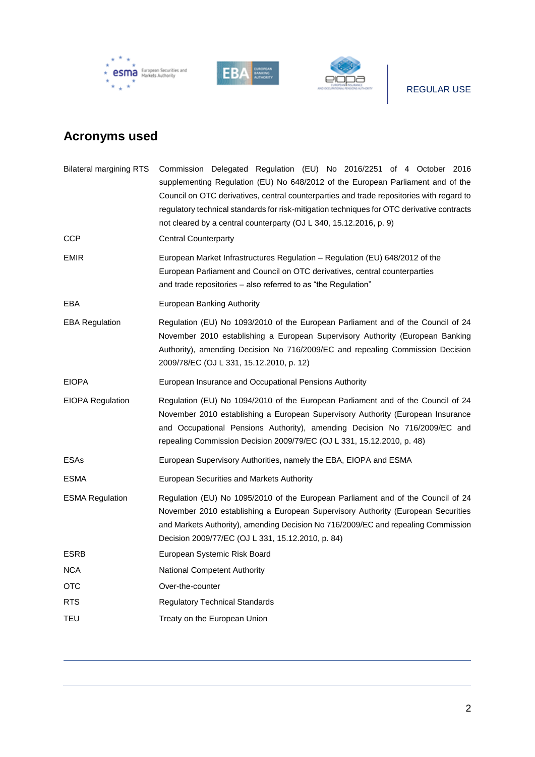## Acronyms used

| | |
|---|---|
| Bilateral margining RTS | Commission Delegated Regulation (EU) No 2016/2251 of 4 October 2016 supplementing Regulation (EU) No 648/2012 of the European Parliament and of the Council on OTC derivatives, central counterparties and trade repositories with regard to regulatory technical standards for risk-mitigation techniques for OTC derivative contracts not cleared by a central counterparty (OJ L 340, 15.12.2016, p. 9) |
| CCP | Central Counterparty |
| EMIR | European Market Infrastructures Regulation – Regulation (EU) 648/2012 of the European Parliament and Council on OTC derivatives, central counterparties and trade repositories – also referred to as "the Regulation" |
| EBA | European Banking Authority |
| EBA Regulation | Regulation (EU) No 1093/2010 of the European Parliament and of the Council of 24 November 2010 establishing a European Supervisory Authority (European Banking Authority), amending Decision No 716/2009/EC and repealing Commission Decision 2009/78/EC (OJ L 331, 15.12.2010, p. 12) |
| EIOPA | European Insurance and Occupational Pensions Authority |
| EIOPA Regulation | Regulation (EU) No 1094/2010 of the European Parliament and of the Council of 24 November 2010 establishing a European Supervisory Authority (European Insurance and Occupational Pensions Authority), amending Decision No 716/2009/EC and repealing Commission Decision 2009/79/EC (OJ L 331, 15.12.2010, p. 48) |
| ESAs | European Supervisory Authorities, namely the EBA, EIOPA and ESMA |
| ESMA | European Securities and Markets Authority |
| ESMA Regulation | Regulation (EU) No 1095/2010 of the European Parliament and of the Council of 24 November 2010 establishing a European Supervisory Authority (European Securities and Markets Authority), amending Decision No 716/2009/EC and repealing Commission Decision 2009/77/EC (OJ L 331, 15.12.2010, p. 84) |
| ESRB | European Systemic Risk Board |
| NCA | National Competent Authority |
| OTC | Over-the-counter |
| RTS | Regulatory Technical Standards |
| TEU | Treaty on the European Union |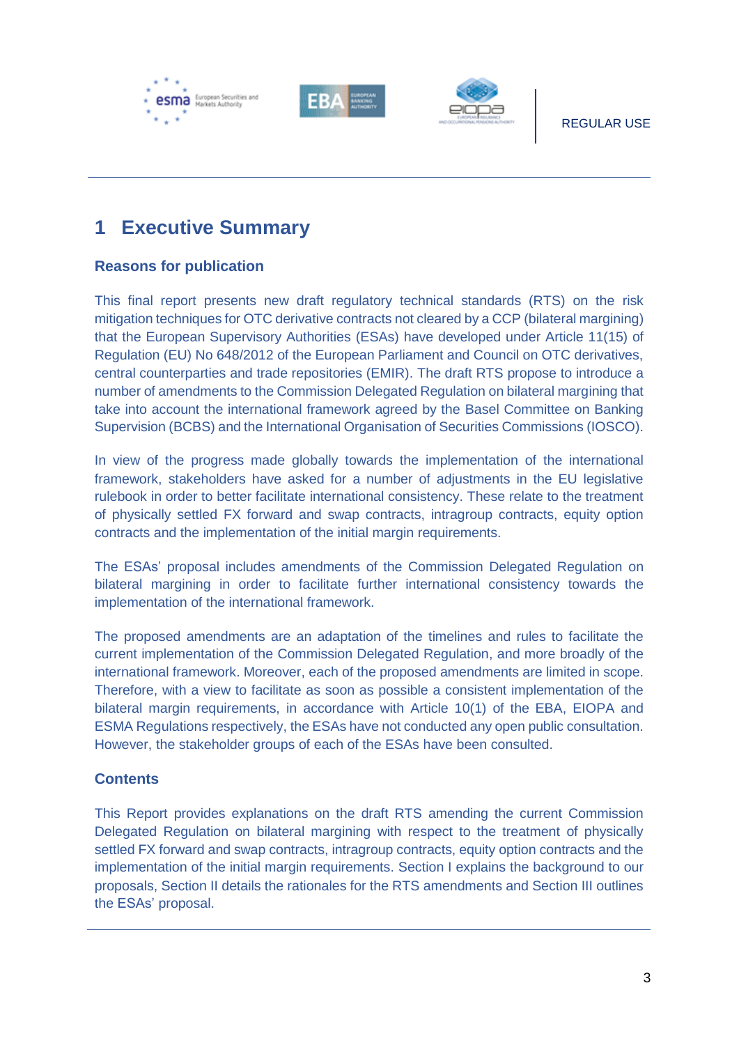# 1 Executive Summary

## Reasons for publication

This final report presents new draft regulatory technical standards (RTS) on the risk mitigation techniques for OTC derivative contracts not cleared by a CCP (bilateral margining) that the European Supervisory Authorities (ESAs) have developed under Article 11(15) of Regulation (EU) No 648/2012 of the European Parliament and Council on OTC derivatives, central counterparties and trade repositories (EMIR). The draft RTS propose to introduce a number of amendments to the Commission Delegated Regulation on bilateral margining that take into account the international framework agreed by the Basel Committee on Banking Supervision (BCBS) and the International Organisation of Securities Commissions (IOSCO).

In view of the progress made globally towards the implementation of the international framework, stakeholders have asked for a number of adjustments in the EU legislative rulebook in order to better facilitate international consistency. These relate to the treatment of physically settled FX forward and swap contracts, intragroup contracts, equity option contracts and the implementation of the initial margin requirements.

The ESAs' proposal includes amendments of the Commission Delegated Regulation on bilateral margining in order to facilitate further international consistency towards the implementation of the international framework.

The proposed amendments are an adaptation of the timelines and rules to facilitate the current implementation of the Commission Delegated Regulation, and more broadly of the international framework. Moreover, each of the proposed amendments are limited in scope. Therefore, with a view to facilitate as soon as possible a consistent implementation of the bilateral margin requirements, in accordance with Article 10(1) of the EBA, EIOPA and ESMA Regulations respectively, the ESAs have not conducted any open public consultation. However, the stakeholder groups of each of the ESAs have been consulted.

## Contents

This Report provides explanations on the draft RTS amending the current Commission Delegated Regulation on bilateral margining with respect to the treatment of physically settled FX forward and swap contracts, intragroup contracts, equity option contracts and the implementation of the initial margin requirements. Section I explains the background to our proposals, Section II details the rationales for the RTS amendments and Section III outlines the ESAs' proposal.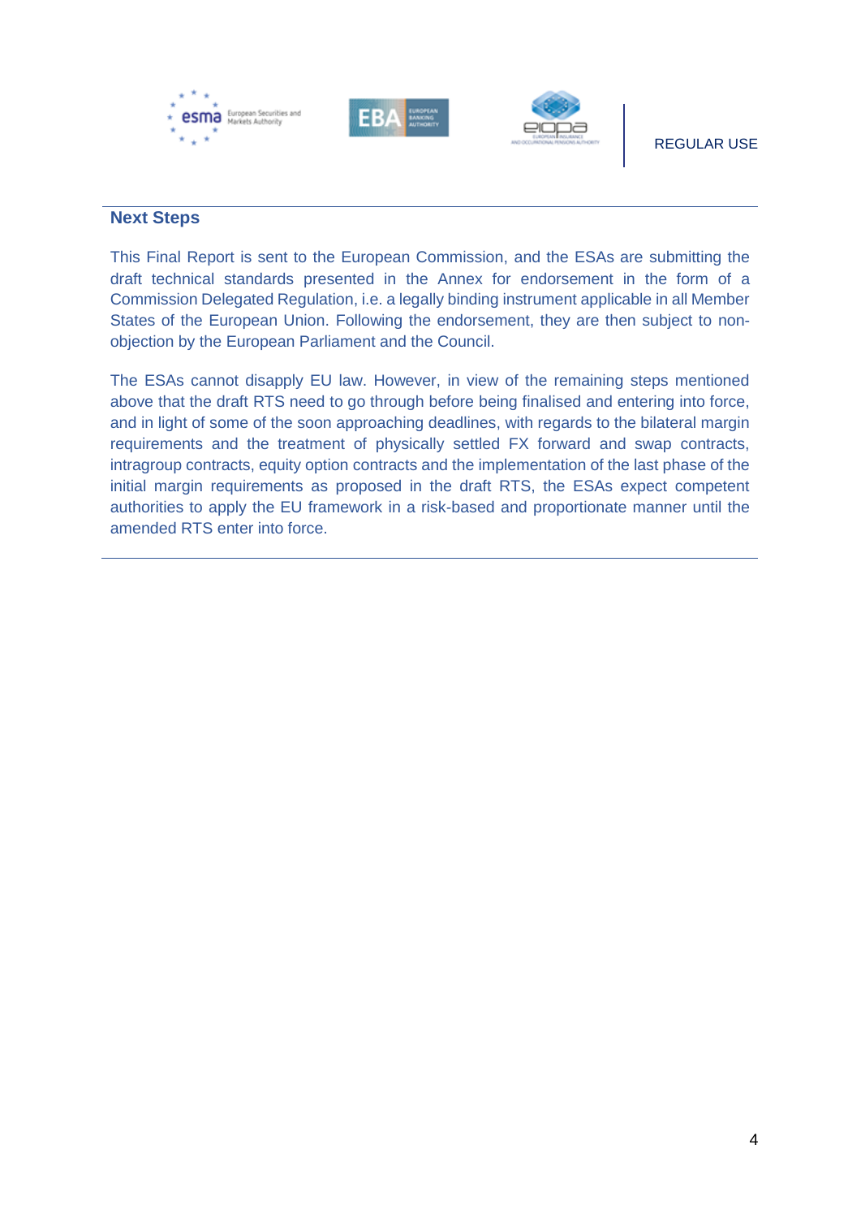## Next Steps

This Final Report is sent to the European Commission, and the ESAs are submitting the draft technical standards presented in the Annex for endorsement in the form of a Commission Delegated Regulation, i.e. a legally binding instrument applicable in all Member States of the European Union. Following the endorsement, they are then subject to non-objection by the European Parliament and the Council.

The ESAs cannot disapply EU law. However, in view of the remaining steps mentioned above that the draft RTS need to go through before being finalised and entering into force, and in light of some of the soon approaching deadlines, with regards to the bilateral margin requirements and the treatment of physically settled FX forward and swap contracts, intragroup contracts, equity option contracts and the implementation of the last phase of the initial margin requirements as proposed in the draft RTS, the ESAs expect competent authorities to apply the EU framework in a risk-based and proportionate manner until the amended RTS enter into force.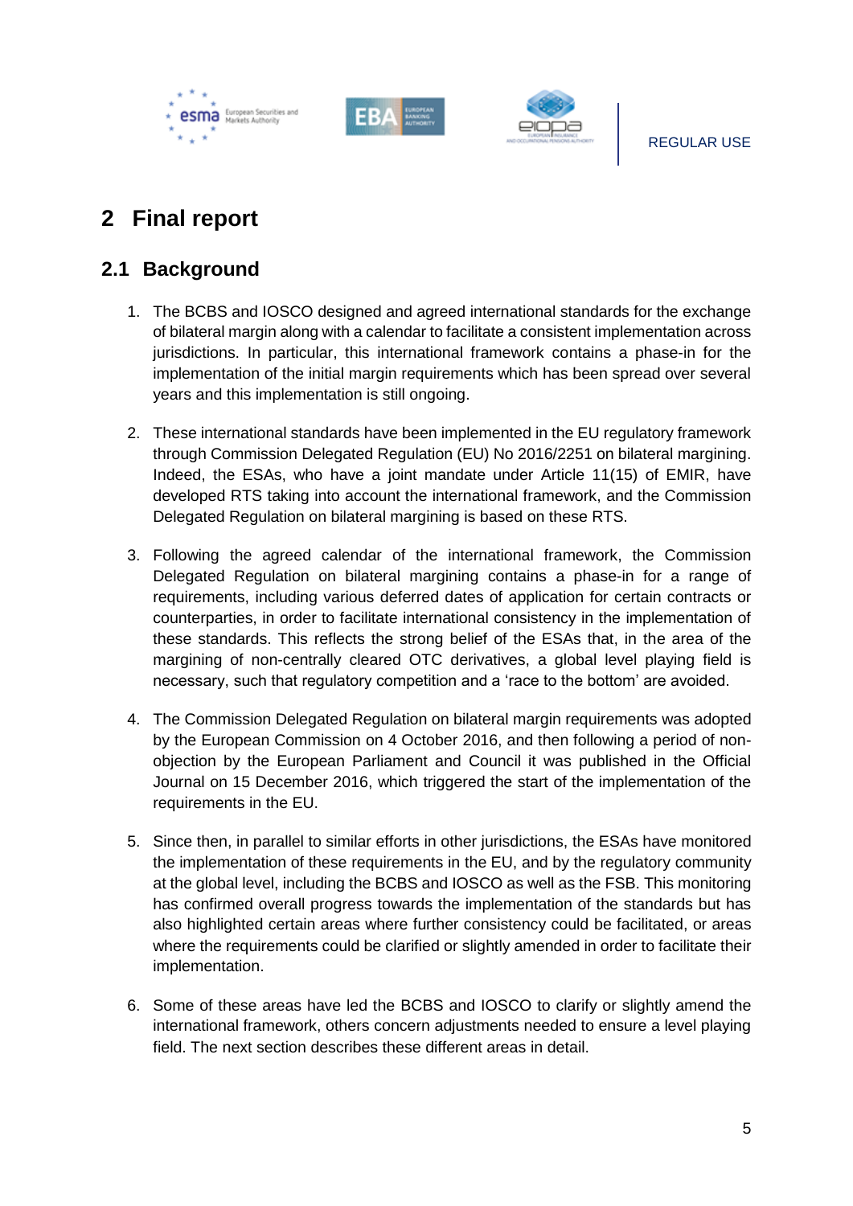# 2 Final report

## 2.1 Background

1. The BCBS and IOSCO designed and agreed international standards for the exchange of bilateral margin along with a calendar to facilitate a consistent implementation across jurisdictions. In particular, this international framework contains a phase-in for the implementation of the initial margin requirements which has been spread over several years and this implementation is still ongoing.

2. These international standards have been implemented in the EU regulatory framework through Commission Delegated Regulation (EU) No 2016/2251 on bilateral margining. Indeed, the ESAs, who have a joint mandate under Article 11(15) of EMIR, have developed RTS taking into account the international framework, and the Commission Delegated Regulation on bilateral margining is based on these RTS.

3. Following the agreed calendar of the international framework, the Commission Delegated Regulation on bilateral margining contains a phase-in for a range of requirements, including various deferred dates of application for certain contracts or counterparties, in order to facilitate international consistency in the implementation of these standards. This reflects the strong belief of the ESAs that, in the area of the margining of non-centrally cleared OTC derivatives, a global level playing field is necessary, such that regulatory competition and a 'race to the bottom' are avoided.

4. The Commission Delegated Regulation on bilateral margin requirements was adopted by the European Commission on 4 October 2016, and then following a period of non-objection by the European Parliament and Council it was published in the Official Journal on 15 December 2016, which triggered the start of the implementation of the requirements in the EU.

5. Since then, in parallel to similar efforts in other jurisdictions, the ESAs have monitored the implementation of these requirements in the EU, and by the regulatory community at the global level, including the BCBS and IOSCO as well as the FSB. This monitoring has confirmed overall progress towards the implementation of the standards but has also highlighted certain areas where further consistency could be facilitated, or areas where the requirements could be clarified or slightly amended in order to facilitate their implementation.

6. Some of these areas have led the BCBS and IOSCO to clarify or slightly amend the international framework, others concern adjustments needed to ensure a level playing field. The next section describes these different areas in detail.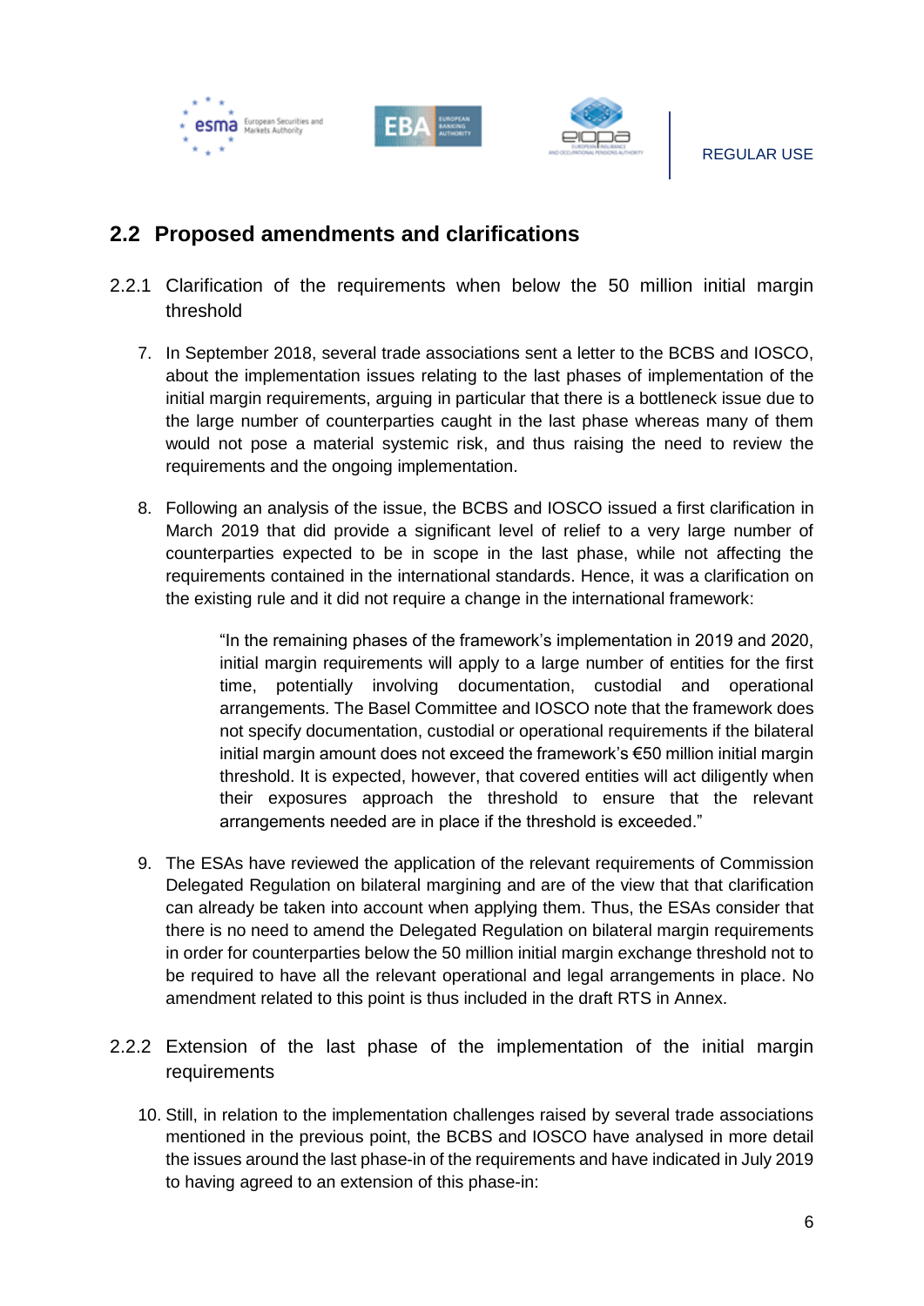## 2.2 Proposed amendments and clarifications

### 2.2.1 Clarification of the requirements when below the 50 million initial margin threshold

7. In September 2018, several trade associations sent a letter to the BCBS and IOSCO, about the implementation issues relating to the last phases of implementation of the initial margin requirements, arguing in particular that there is a bottleneck issue due to the large number of counterparties caught in the last phase whereas many of them would not pose a material systemic risk, and thus raising the need to review the requirements and the ongoing implementation.

8. Following an analysis of the issue, the BCBS and IOSCO issued a first clarification in March 2019 that did provide a significant level of relief to a very large number of counterparties expected to be in scope in the last phase, while not affecting the requirements contained in the international standards. Hence, it was a clarification on the existing rule and it did not require a change in the international framework:

> "In the remaining phases of the framework's implementation in 2019 and 2020, initial margin requirements will apply to a large number of entities for the first time, potentially involving documentation, custodial and operational arrangements. The Basel Committee and IOSCO note that the framework does not specify documentation, custodial or operational requirements if the bilateral initial margin amount does not exceed the framework's €50 million initial margin threshold. It is expected, however, that covered entities will act diligently when their exposures approach the threshold to ensure that the relevant arrangements needed are in place if the threshold is exceeded."

9. The ESAs have reviewed the application of the relevant requirements of Commission Delegated Regulation on bilateral margining and are of the view that that clarification can already be taken into account when applying them. Thus, the ESAs consider that there is no need to amend the Delegated Regulation on bilateral margin requirements in order for counterparties below the 50 million initial margin exchange threshold not to be required to have all the relevant operational and legal arrangements in place. No amendment related to this point is thus included in the draft RTS in Annex.

### 2.2.2 Extension of the last phase of the implementation of the initial margin requirements

10. Still, in relation to the implementation challenges raised by several trade associations mentioned in the previous point, the BCBS and IOSCO have analysed in more detail the issues around the last phase-in of the requirements and have indicated in July 2019 to having agreed to an extension of this phase-in: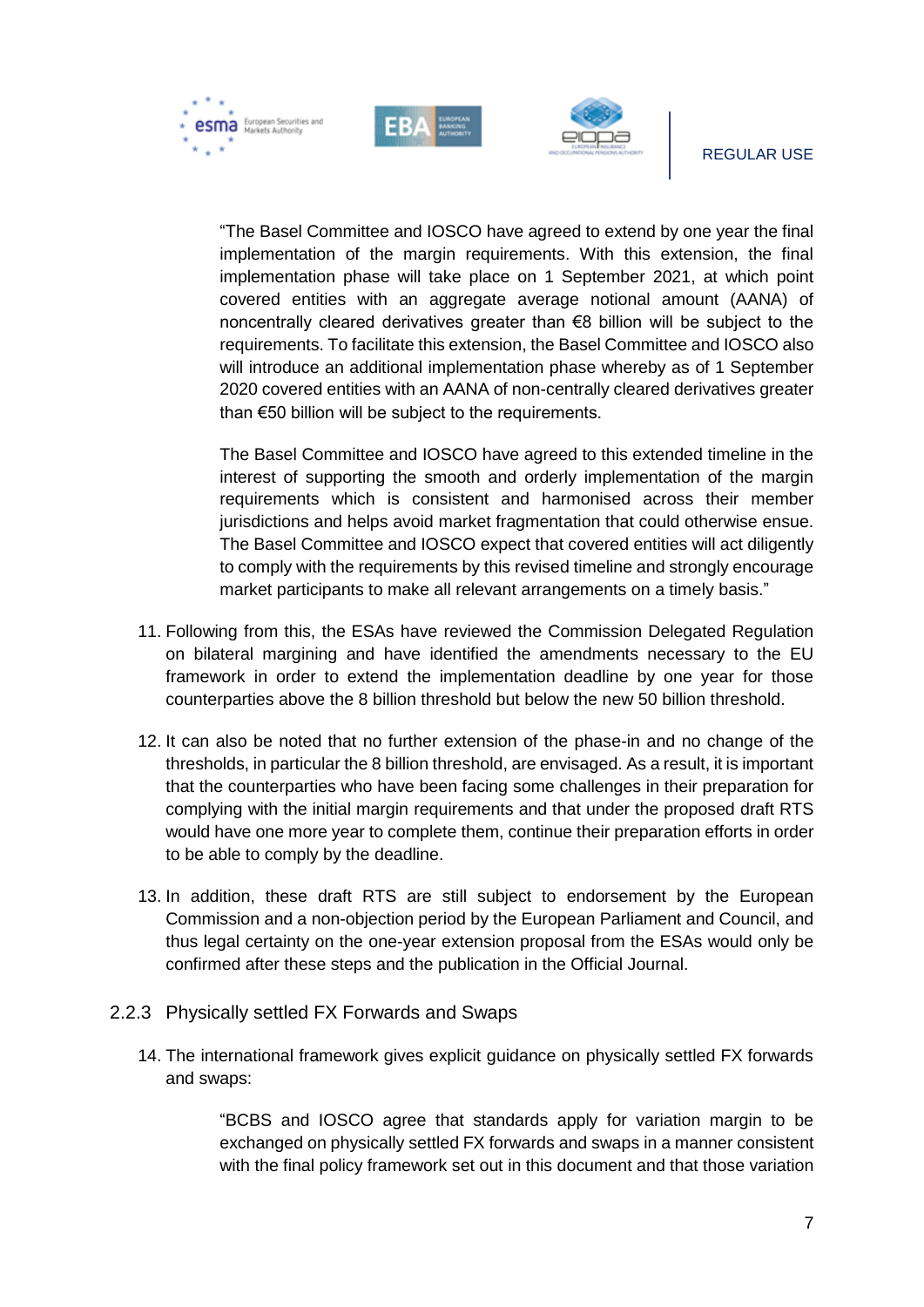> "The Basel Committee and IOSCO have agreed to extend by one year the final implementation of the margin requirements. With this extension, the final implementation phase will take place on 1 September 2021, at which point covered entities with an aggregate average notional amount (AANA) of noncentrally cleared derivatives greater than €8 billion will be subject to the requirements. To facilitate this extension, the Basel Committee and IOSCO also will introduce an additional implementation phase whereby as of 1 September 2020 covered entities with an AANA of non-centrally cleared derivatives greater than €50 billion will be subject to the requirements.
>
> The Basel Committee and IOSCO have agreed to this extended timeline in the interest of supporting the smooth and orderly implementation of the margin requirements which is consistent and harmonised across their member jurisdictions and helps avoid market fragmentation that could otherwise ensue. The Basel Committee and IOSCO expect that covered entities will act diligently to comply with the requirements by this revised timeline and strongly encourage market participants to make all relevant arrangements on a timely basis."

11. Following from this, the ESAs have reviewed the Commission Delegated Regulation on bilateral margining and have identified the amendments necessary to the EU framework in order to extend the implementation deadline by one year for those counterparties above the 8 billion threshold but below the new 50 billion threshold.

12. It can also be noted that no further extension of the phase-in and no change of the thresholds, in particular the 8 billion threshold, are envisaged. As a result, it is important that the counterparties who have been facing some challenges in their preparation for complying with the initial margin requirements and that under the proposed draft RTS would have one more year to complete them, continue their preparation efforts in order to be able to comply by the deadline.

13. In addition, these draft RTS are still subject to endorsement by the European Commission and a non-objection period by the European Parliament and Council, and thus legal certainty on the one-year extension proposal from the ESAs would only be confirmed after these steps and the publication in the Official Journal.

### 2.2.3 Physically settled FX Forwards and Swaps

14. The international framework gives explicit guidance on physically settled FX forwards and swaps:

> "BCBS and IOSCO agree that standards apply for variation margin to be exchanged on physically settled FX forwards and swaps in a manner consistent with the final policy framework set out in this document and that those variation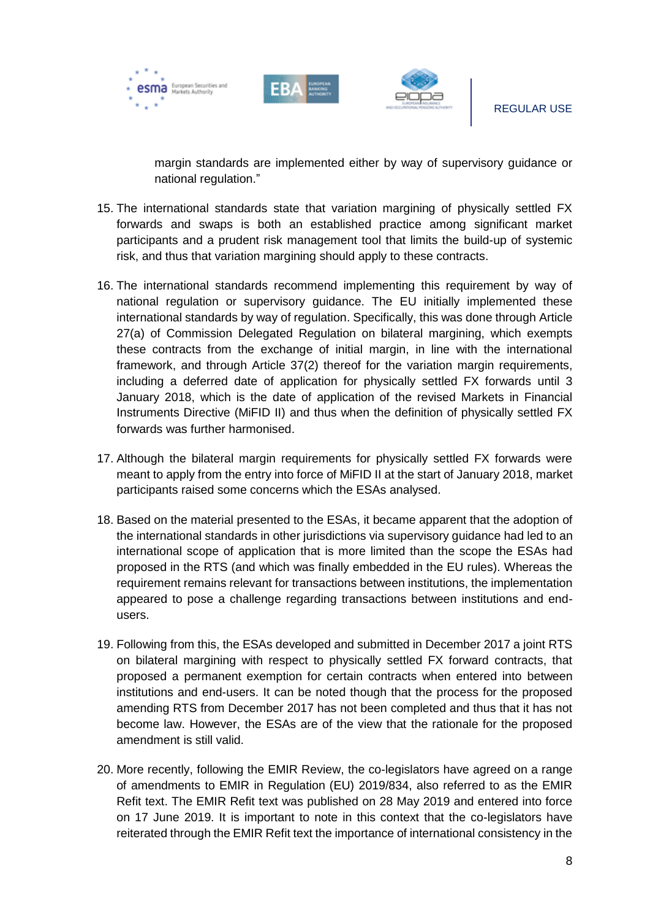margin standards are implemented either by way of supervisory guidance or national regulation."

15. The international standards state that variation margining of physically settled FX forwards and swaps is both an established practice among significant market participants and a prudent risk management tool that limits the build-up of systemic risk, and thus that variation margining should apply to these contracts.

16. The international standards recommend implementing this requirement by way of national regulation or supervisory guidance. The EU initially implemented these international standards by way of regulation. Specifically, this was done through Article 27(a) of Commission Delegated Regulation on bilateral margining, which exempts these contracts from the exchange of initial margin, in line with the international framework, and through Article 37(2) thereof for the variation margin requirements, including a deferred date of application for physically settled FX forwards until 3 January 2018, which is the date of application of the revised Markets in Financial Instruments Directive (MiFID II) and thus when the definition of physically settled FX forwards was further harmonised.

17. Although the bilateral margin requirements for physically settled FX forwards were meant to apply from the entry into force of MiFID II at the start of January 2018, market participants raised some concerns which the ESAs analysed.

18. Based on the material presented to the ESAs, it became apparent that the adoption of the international standards in other jurisdictions via supervisory guidance had led to an international scope of application that is more limited than the scope the ESAs had proposed in the RTS (and which was finally embedded in the EU rules). Whereas the requirement remains relevant for transactions between institutions, the implementation appeared to pose a challenge regarding transactions between institutions and end-users.

19. Following from this, the ESAs developed and submitted in December 2017 a joint RTS on bilateral margining with respect to physically settled FX forward contracts, that proposed a permanent exemption for certain contracts when entered into between institutions and end-users. It can be noted though that the process for the proposed amending RTS from December 2017 has not been completed and thus that it has not become law. However, the ESAs are of the view that the rationale for the proposed amendment is still valid.

20. More recently, following the EMIR Review, the co-legislators have agreed on a range of amendments to EMIR in Regulation (EU) 2019/834, also referred to as the EMIR Refit text. The EMIR Refit text was published on 28 May 2019 and entered into force on 17 June 2019. It is important to note in this context that the co-legislators have reiterated through the EMIR Refit text the importance of international consistency in the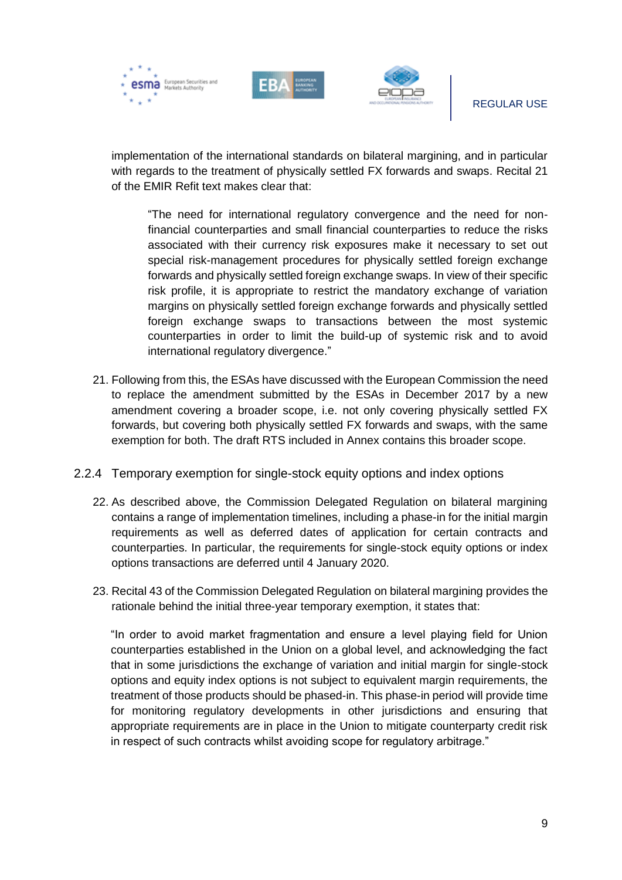implementation of the international standards on bilateral margining, and in particular with regards to the treatment of physically settled FX forwards and swaps. Recital 21 of the EMIR Refit text makes clear that:

> "The need for international regulatory convergence and the need for non-financial counterparties and small financial counterparties to reduce the risks associated with their currency risk exposures make it necessary to set out special risk-management procedures for physically settled foreign exchange forwards and physically settled foreign exchange swaps. In view of their specific risk profile, it is appropriate to restrict the mandatory exchange of variation margins on physically settled foreign exchange forwards and physically settled foreign exchange swaps to transactions between the most systemic counterparties in order to limit the build-up of systemic risk and to avoid international regulatory divergence."

21. Following from this, the ESAs have discussed with the European Commission the need to replace the amendment submitted by the ESAs in December 2017 by a new amendment covering a broader scope, i.e. not only covering physically settled FX forwards, but covering both physically settled FX forwards and swaps, with the same exemption for both. The draft RTS included in Annex contains this broader scope.

### 2.2.4 Temporary exemption for single-stock equity options and index options

22. As described above, the Commission Delegated Regulation on bilateral margining contains a range of implementation timelines, including a phase-in for the initial margin requirements as well as deferred dates of application for certain contracts and counterparties. In particular, the requirements for single-stock equity options or index options transactions are deferred until 4 January 2020.

23. Recital 43 of the Commission Delegated Regulation on bilateral margining provides the rationale behind the initial three-year temporary exemption, it states that:

> "In order to avoid market fragmentation and ensure a level playing field for Union counterparties established in the Union on a global level, and acknowledging the fact that in some jurisdictions the exchange of variation and initial margin for single-stock options and equity index options is not subject to equivalent margin requirements, the treatment of those products should be phased-in. This phase-in period will provide time for monitoring regulatory developments in other jurisdictions and ensuring that appropriate requirements are in place in the Union to mitigate counterparty credit risk in respect of such contracts whilst avoiding scope for regulatory arbitrage."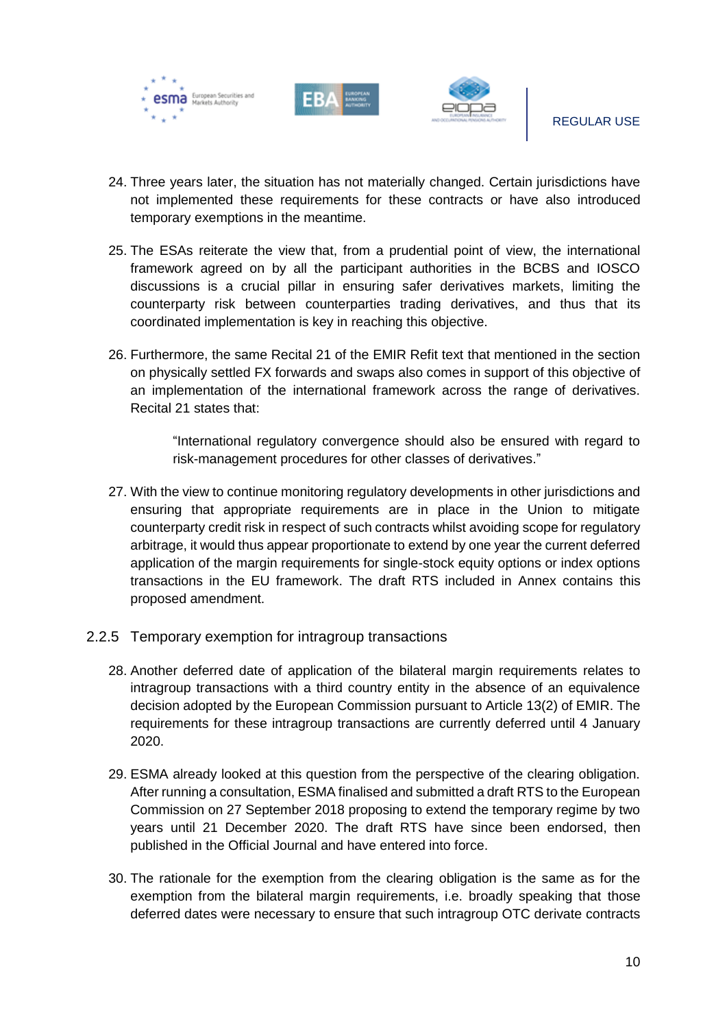24. Three years later, the situation has not materially changed. Certain jurisdictions have not implemented these requirements for these contracts or have also introduced temporary exemptions in the meantime.

25. The ESAs reiterate the view that, from a prudential point of view, the international framework agreed on by all the participant authorities in the BCBS and IOSCO discussions is a crucial pillar in ensuring safer derivatives markets, limiting the counterparty risk between counterparties trading derivatives, and thus that its coordinated implementation is key in reaching this objective.

26. Furthermore, the same Recital 21 of the EMIR Refit text that mentioned in the section on physically settled FX forwards and swaps also comes in support of this objective of an implementation of the international framework across the range of derivatives. Recital 21 states that:

    > "International regulatory convergence should also be ensured with regard to risk-management procedures for other classes of derivatives."

27. With the view to continue monitoring regulatory developments in other jurisdictions and ensuring that appropriate requirements are in place in the Union to mitigate counterparty credit risk in respect of such contracts whilst avoiding scope for regulatory arbitrage, it would thus appear proportionate to extend by one year the current deferred application of the margin requirements for single-stock equity options or index options transactions in the EU framework. The draft RTS included in Annex contains this proposed amendment.

### 2.2.5 Temporary exemption for intragroup transactions

28. Another deferred date of application of the bilateral margin requirements relates to intragroup transactions with a third country entity in the absence of an equivalence decision adopted by the European Commission pursuant to Article 13(2) of EMIR. The requirements for these intragroup transactions are currently deferred until 4 January 2020.

29. ESMA already looked at this question from the perspective of the clearing obligation. After running a consultation, ESMA finalised and submitted a draft RTS to the European Commission on 27 September 2018 proposing to extend the temporary regime by two years until 21 December 2020. The draft RTS have since been endorsed, then published in the Official Journal and have entered into force.

30. The rationale for the exemption from the clearing obligation is the same as for the exemption from the bilateral margin requirements, i.e. broadly speaking that those deferred dates were necessary to ensure that such intragroup OTC derivate contracts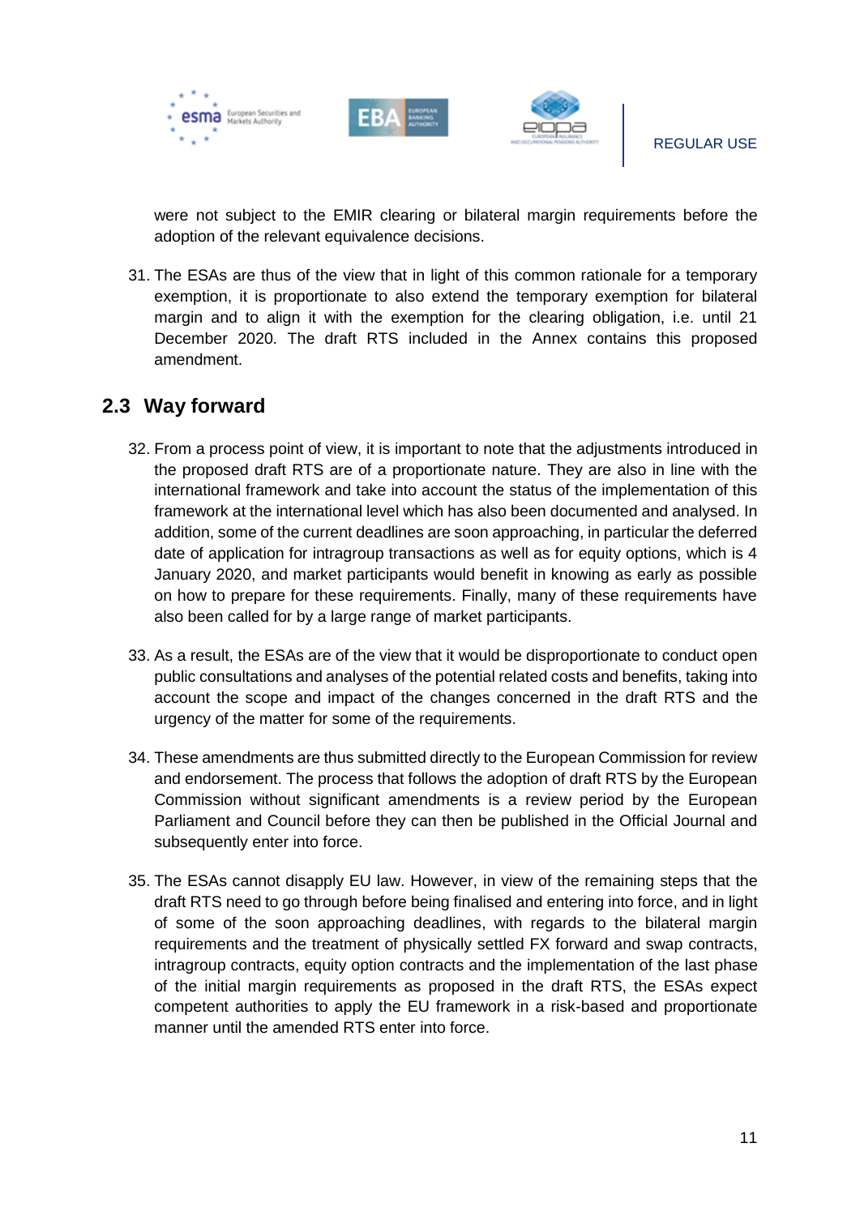were not subject to the EMIR clearing or bilateral margin requirements before the adoption of the relevant equivalence decisions.

31. The ESAs are thus of the view that in light of this common rationale for a temporary exemption, it is proportionate to also extend the temporary exemption for bilateral margin and to align it with the exemption for the clearing obligation, i.e. until 21 December 2020. The draft RTS included in the Annex contains this proposed amendment.

## 2.3 Way forward

32. From a process point of view, it is important to note that the adjustments introduced in the proposed draft RTS are of a proportionate nature. They are also in line with the international framework and take into account the status of the implementation of this framework at the international level which has also been documented and analysed. In addition, some of the current deadlines are soon approaching, in particular the deferred date of application for intragroup transactions as well as for equity options, which is 4 January 2020, and market participants would benefit in knowing as early as possible on how to prepare for these requirements. Finally, many of these requirements have also been called for by a large range of market participants.

33. As a result, the ESAs are of the view that it would be disproportionate to conduct open public consultations and analyses of the potential related costs and benefits, taking into account the scope and impact of the changes concerned in the draft RTS and the urgency of the matter for some of the requirements.

34. These amendments are thus submitted directly to the European Commission for review and endorsement. The process that follows the adoption of draft RTS by the European Commission without significant amendments is a review period by the European Parliament and Council before they can then be published in the Official Journal and subsequently enter into force.

35. The ESAs cannot disapply EU law. However, in view of the remaining steps that the draft RTS need to go through before being finalised and entering into force, and in light of some of the soon approaching deadlines, with regards to the bilateral margin requirements and the treatment of physically settled FX forward and swap contracts, intragroup contracts, equity option contracts and the implementation of the last phase of the initial margin requirements as proposed in the draft RTS, the ESAs expect competent authorities to apply the EU framework in a risk-based and proportionate manner until the amended RTS enter into force.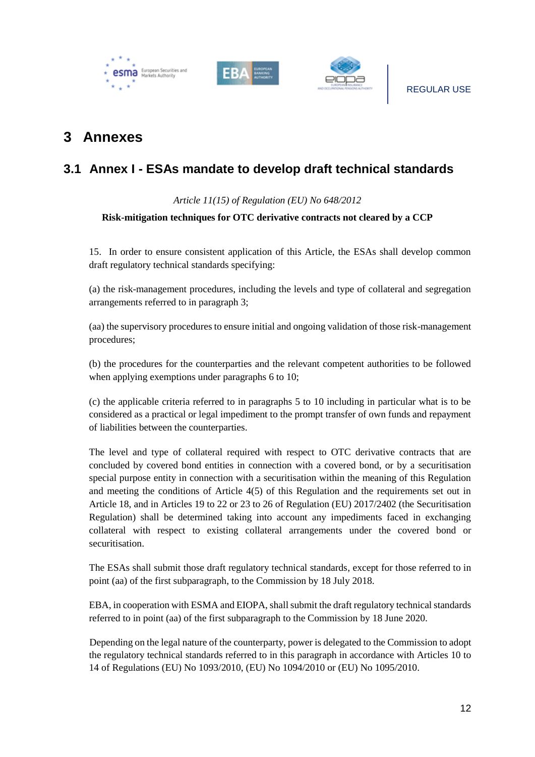# 3 Annexes

## 3.1 Annex I - ESAs mandate to develop draft technical standards

*Article 11(15) of Regulation (EU) No 648/2012*

**Risk-mitigation techniques for OTC derivative contracts not cleared by a CCP**

15. In order to ensure consistent application of this Article, the ESAs shall develop common draft regulatory technical standards specifying:

(a) the risk-management procedures, including the levels and type of collateral and segregation arrangements referred to in paragraph 3;

(aa) the supervisory procedures to ensure initial and ongoing validation of those risk-management procedures;

(b) the procedures for the counterparties and the relevant competent authorities to be followed when applying exemptions under paragraphs 6 to 10;

(c) the applicable criteria referred to in paragraphs 5 to 10 including in particular what is to be considered as a practical or legal impediment to the prompt transfer of own funds and repayment of liabilities between the counterparties.

The level and type of collateral required with respect to OTC derivative contracts that are concluded by covered bond entities in connection with a covered bond, or by a securitisation special purpose entity in connection with a securitisation within the meaning of this Regulation and meeting the conditions of Article 4(5) of this Regulation and the requirements set out in Article 18, and in Articles 19 to 22 or 23 to 26 of Regulation (EU) 2017/2402 (the Securitisation Regulation) shall be determined taking into account any impediments faced in exchanging collateral with respect to existing collateral arrangements under the covered bond or securitisation.

The ESAs shall submit those draft regulatory technical standards, except for those referred to in point (aa) of the first subparagraph, to the Commission by 18 July 2018.

EBA, in cooperation with ESMA and EIOPA, shall submit the draft regulatory technical standards referred to in point (aa) of the first subparagraph to the Commission by 18 June 2020.

Depending on the legal nature of the counterparty, power is delegated to the Commission to adopt the regulatory technical standards referred to in this paragraph in accordance with Articles 10 to 14 of Regulations (EU) No 1093/2010, (EU) No 1094/2010 or (EU) No 1095/2010.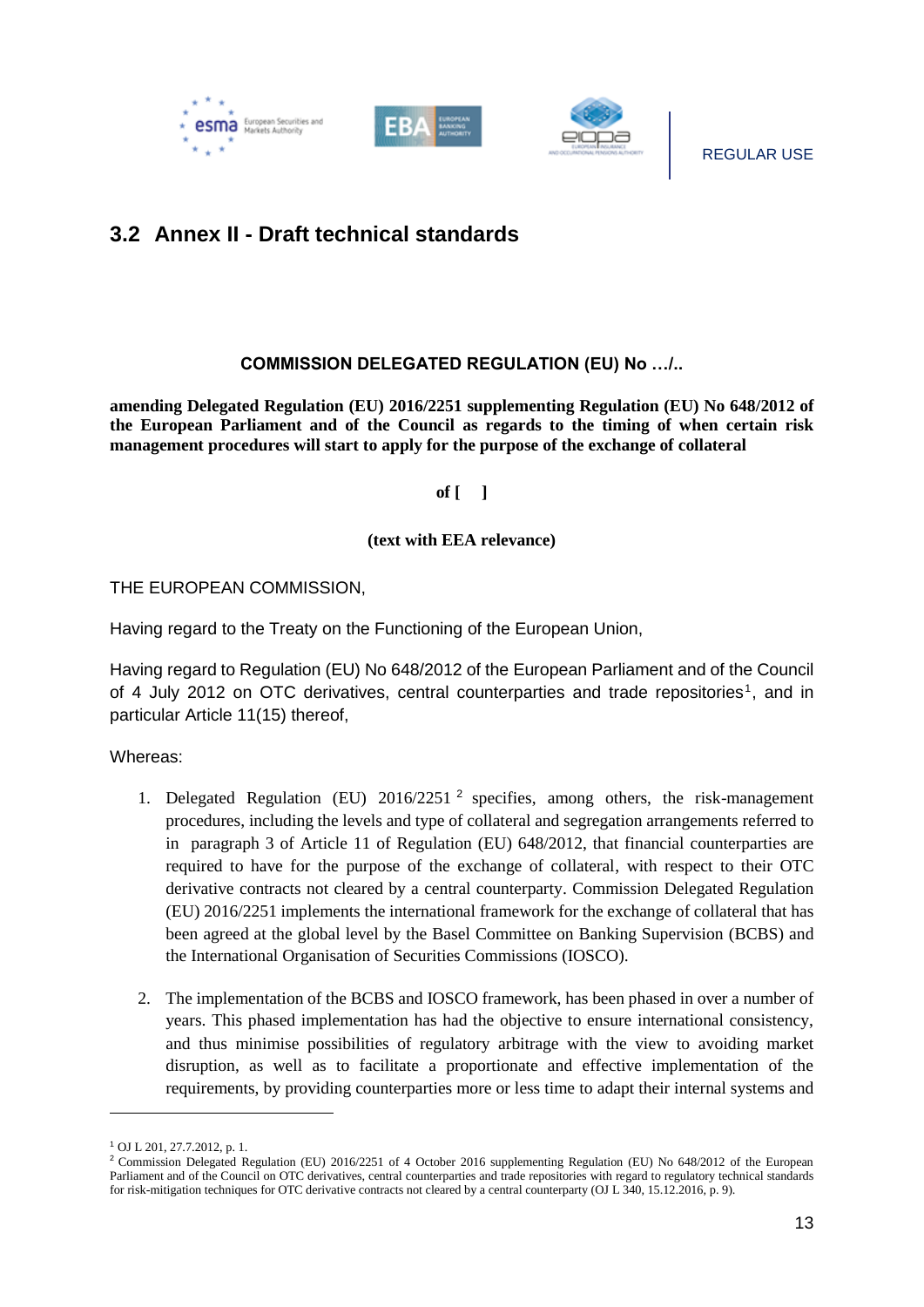## 3.2 Annex II - Draft technical standards

**COMMISSION DELEGATED REGULATION (EU) No …/..**

**amending Delegated Regulation (EU) 2016/2251 supplementing Regulation (EU) No 648/2012 of the European Parliament and of the Council as regards to the timing of when certain risk management procedures will start to apply for the purpose of the exchange of collateral**

**of [ ]**

**(text with EEA relevance)**

THE EUROPEAN COMMISSION,

Having regard to the Treaty on the Functioning of the European Union,

Having regard to Regulation (EU) No 648/2012 of the European Parliament and of the Council of 4 July 2012 on OTC derivatives, central counterparties and trade repositories[1], and in particular Article 11(15) thereof,

Whereas:

1. Delegated Regulation (EU) 2016/2251 [2] specifies, among others, the risk-management procedures, including the levels and type of collateral and segregation arrangements referred to in paragraph 3 of Article 11 of Regulation (EU) 648/2012, that financial counterparties are required to have for the purpose of the exchange of collateral, with respect to their OTC derivative contracts not cleared by a central counterparty. Commission Delegated Regulation (EU) 2016/2251 implements the international framework for the exchange of collateral that has been agreed at the global level by the Basel Committee on Banking Supervision (BCBS) and the International Organisation of Securities Commissions (IOSCO).

2. The implementation of the BCBS and IOSCO framework, has been phased in over a number of years. This phased implementation has had the objective to ensure international consistency, and thus minimise possibilities of regulatory arbitrage with the view to avoiding market disruption, as well as to facilitate a proportionate and effective implementation of the requirements, by providing counterparties more or less time to adapt their internal systems and

---

[1] OJ L 201, 27.7.2012, p. 1.

[2] Commission Delegated Regulation (EU) 2016/2251 of 4 October 2016 supplementing Regulation (EU) No 648/2012 of the European Parliament and of the Council on OTC derivatives, central counterparties and trade repositories with regard to regulatory technical standards for risk-mitigation techniques for OTC derivative contracts not cleared by a central counterparty (OJ L 340, 15.12.2016, p. 9).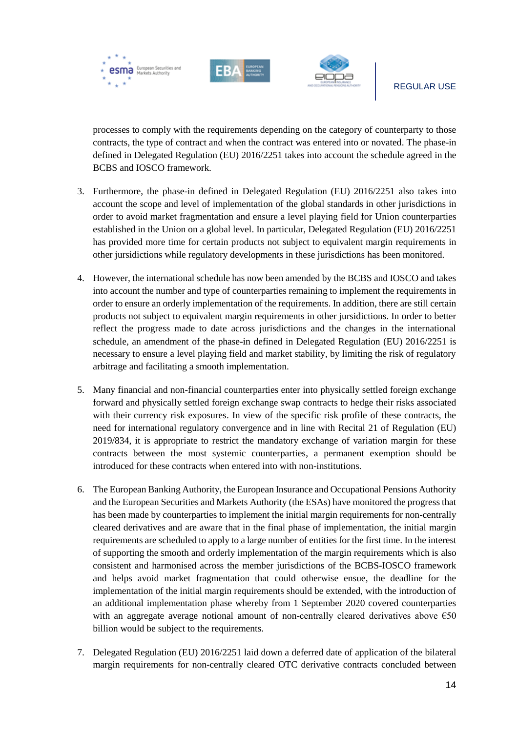processes to comply with the requirements depending on the category of counterparty to those contracts, the type of contract and when the contract was entered into or novated. The phase-in defined in Delegated Regulation (EU) 2016/2251 takes into account the schedule agreed in the BCBS and IOSCO framework.

3. Furthermore, the phase-in defined in Delegated Regulation (EU) 2016/2251 also takes into account the scope and level of implementation of the global standards in other jurisdictions in order to avoid market fragmentation and ensure a level playing field for Union counterparties established in the Union on a global level. In particular, Delegated Regulation (EU) 2016/2251 has provided more time for certain products not subject to equivalent margin requirements in other jurisdictions while regulatory developments in these jurisdictions has been monitored.

4. However, the international schedule has now been amended by the BCBS and IOSCO and takes into account the number and type of counterparties remaining to implement the requirements in order to ensure an orderly implementation of the requirements. In addition, there are still certain products not subject to equivalent margin requirements in other jurisdictions. In order to better reflect the progress made to date across jurisdictions and the changes in the international schedule, an amendment of the phase-in defined in Delegated Regulation (EU) 2016/2251 is necessary to ensure a level playing field and market stability, by limiting the risk of regulatory arbitrage and facilitating a smooth implementation.

5. Many financial and non-financial counterparties enter into physically settled foreign exchange forward and physically settled foreign exchange swap contracts to hedge their risks associated with their currency risk exposures. In view of the specific risk profile of these contracts, the need for international regulatory convergence and in line with Recital 21 of Regulation (EU) 2019/834, it is appropriate to restrict the mandatory exchange of variation margin for these contracts between the most systemic counterparties, a permanent exemption should be introduced for these contracts when entered into with non-institutions.

6. The European Banking Authority, the European Insurance and Occupational Pensions Authority and the European Securities and Markets Authority (the ESAs) have monitored the progress that has been made by counterparties to implement the initial margin requirements for non-centrally cleared derivatives and are aware that in the final phase of implementation, the initial margin requirements are scheduled to apply to a large number of entities for the first time. In the interest of supporting the smooth and orderly implementation of the margin requirements which is also consistent and harmonised across the member jurisdictions of the BCBS-IOSCO framework and helps avoid market fragmentation that could otherwise ensue, the deadline for the implementation of the initial margin requirements should be extended, with the introduction of an additional implementation phase whereby from 1 September 2020 covered counterparties with an aggregate average notional amount of non-centrally cleared derivatives above €50 billion would be subject to the requirements.

7. Delegated Regulation (EU) 2016/2251 laid down a deferred date of application of the bilateral margin requirements for non-centrally cleared OTC derivative contracts concluded between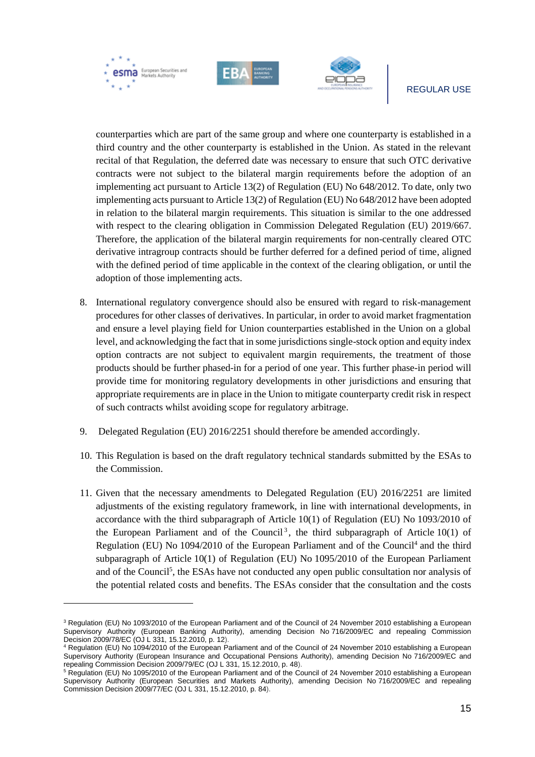counterparties which are part of the same group and where one counterparty is established in a third country and the other counterparty is established in the Union. As stated in the relevant recital of that Regulation, the deferred date was necessary to ensure that such OTC derivative contracts were not subject to the bilateral margin requirements before the adoption of an implementing act pursuant to Article 13(2) of Regulation (EU) No 648/2012. To date, only two implementing acts pursuant to Article 13(2) of Regulation (EU) No 648/2012 have been adopted in relation to the bilateral margin requirements. This situation is similar to the one addressed with respect to the clearing obligation in Commission Delegated Regulation (EU) 2019/667. Therefore, the application of the bilateral margin requirements for non-centrally cleared OTC derivative intragroup contracts should be further deferred for a defined period of time, aligned with the defined period of time applicable in the context of the clearing obligation, or until the adoption of those implementing acts.

8. International regulatory convergence should also be ensured with regard to risk-management procedures for other classes of derivatives. In particular, in order to avoid market fragmentation and ensure a level playing field for Union counterparties established in the Union on a global level, and acknowledging the fact that in some jurisdictions single-stock option and equity index option contracts are not subject to equivalent margin requirements, the treatment of those products should be further phased-in for a period of one year. This further phase-in period will provide time for monitoring regulatory developments in other jurisdictions and ensuring that appropriate requirements are in place in the Union to mitigate counterparty credit risk in respect of such contracts whilst avoiding scope for regulatory arbitrage.

9. Delegated Regulation (EU) 2016/2251 should therefore be amended accordingly.

10. This Regulation is based on the draft regulatory technical standards submitted by the ESAs to the Commission.

11. Given that the necessary amendments to Delegated Regulation (EU) 2016/2251 are limited adjustments of the existing regulatory framework, in line with international developments, in accordance with the third subparagraph of Article 10(1) of Regulation (EU) No 1093/2010 of the European Parliament and of the Council[3], the third subparagraph of Article 10(1) of Regulation (EU) No 1094/2010 of the European Parliament and of the Council[4] and the third subparagraph of Article 10(1) of Regulation (EU) No 1095/2010 of the European Parliament and of the Council[5], the ESAs have not conducted any open public consultation nor analysis of the potential related costs and benefits. The ESAs consider that the consultation and the costs

---

[3] Regulation (EU) No 1093/2010 of the European Parliament and of the Council of 24 November 2010 establishing a European Supervisory Authority (European Banking Authority), amending Decision No 716/2009/EC and repealing Commission Decision 2009/78/EC (OJ L 331, 15.12.2010, p. 12).

[4] Regulation (EU) No 1094/2010 of the European Parliament and of the Council of 24 November 2010 establishing a European Supervisory Authority (European Insurance and Occupational Pensions Authority), amending Decision No 716/2009/EC and repealing Commission Decision 2009/79/EC (OJ L 331, 15.12.2010, p. 48).

[5] Regulation (EU) No 1095/2010 of the European Parliament and of the Council of 24 November 2010 establishing a European Supervisory Authority (European Securities and Markets Authority), amending Decision No 716/2009/EC and repealing Commission Decision 2009/77/EC (OJ L 331, 15.12.2010, p. 84).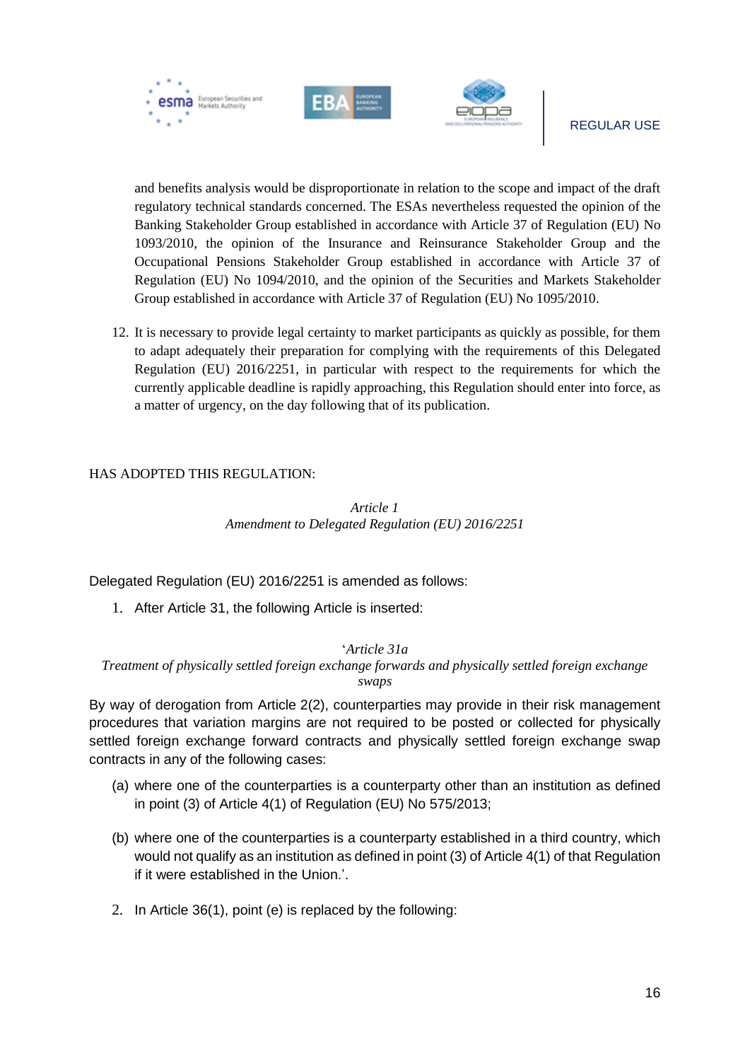and benefits analysis would be disproportionate in relation to the scope and impact of the draft regulatory technical standards concerned. The ESAs nevertheless requested the opinion of the Banking Stakeholder Group established in accordance with Article 37 of Regulation (EU) No 1093/2010, the opinion of the Insurance and Reinsurance Stakeholder Group and the Occupational Pensions Stakeholder Group established in accordance with Article 37 of Regulation (EU) No 1094/2010, and the opinion of the Securities and Markets Stakeholder Group established in accordance with Article 37 of Regulation (EU) No 1095/2010.

12. It is necessary to provide legal certainty to market participants as quickly as possible, for them to adapt adequately their preparation for complying with the requirements of this Delegated Regulation (EU) 2016/2251, in particular with respect to the requirements for which the currently applicable deadline is rapidly approaching, this Regulation should enter into force, as a matter of urgency, on the day following that of its publication.

HAS ADOPTED THIS REGULATION:

*Article 1*
*Amendment to Delegated Regulation (EU) 2016/2251*

Delegated Regulation (EU) 2016/2251 is amended as follows:

1. After Article 31, the following Article is inserted:

'*Article 31a*
*Treatment of physically settled foreign exchange forwards and physically settled foreign exchange swaps*

By way of derogation from Article 2(2), counterparties may provide in their risk management procedures that variation margins are not required to be posted or collected for physically settled foreign exchange forward contracts and physically settled foreign exchange swap contracts in any of the following cases:

(a) where one of the counterparties is a counterparty other than an institution as defined in point (3) of Article 4(1) of Regulation (EU) No 575/2013;

(b) where one of the counterparties is a counterparty established in a third country, which would not qualify as an institution as defined in point (3) of Article 4(1) of that Regulation if it were established in the Union.'.

2. In Article 36(1), point (e) is replaced by the following: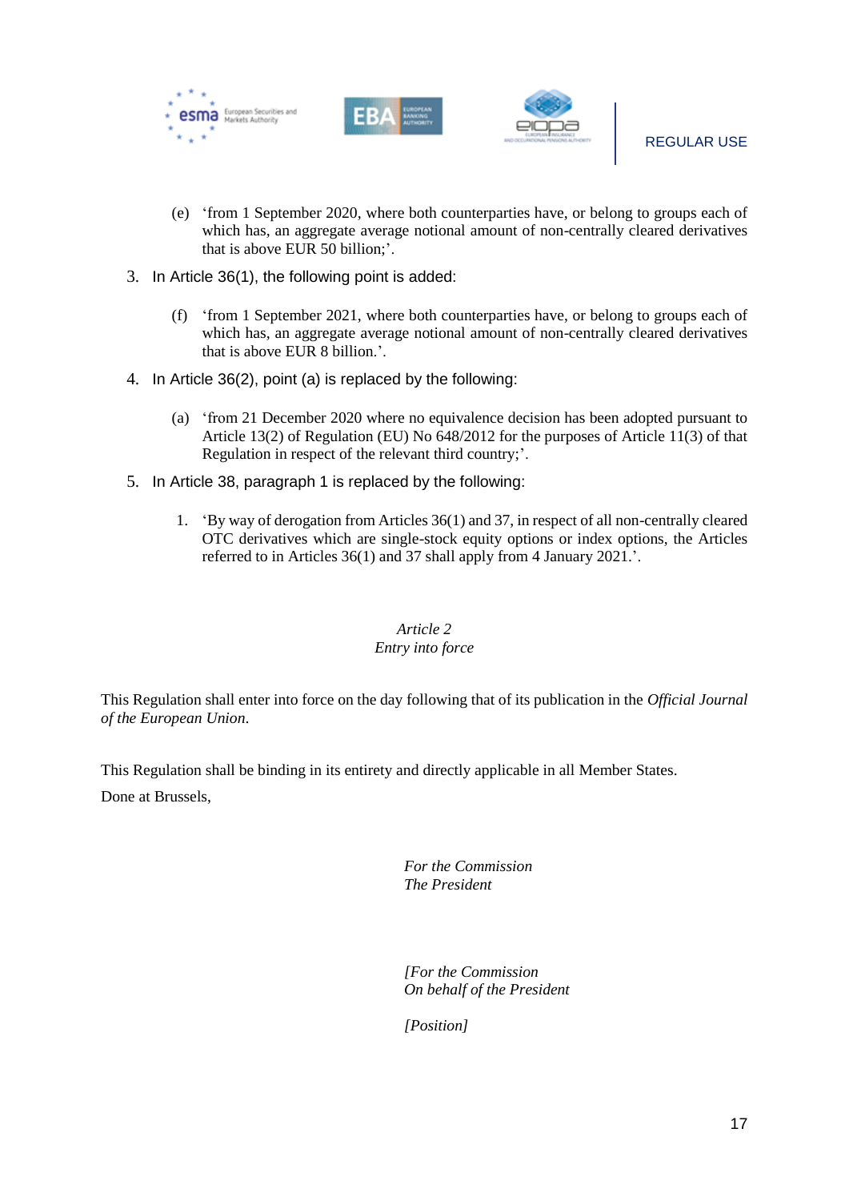(e) 'from 1 September 2020, where both counterparties have, or belong to groups each of which has, an aggregate average notional amount of non-centrally cleared derivatives that is above EUR 50 billion;'.

3. In Article 36(1), the following point is added:

(f) 'from 1 September 2021, where both counterparties have, or belong to groups each of which has, an aggregate average notional amount of non-centrally cleared derivatives that is above EUR 8 billion.'.

4. In Article 36(2), point (a) is replaced by the following:

(a) 'from 21 December 2020 where no equivalence decision has been adopted pursuant to Article 13(2) of Regulation (EU) No 648/2012 for the purposes of Article 11(3) of that Regulation in respect of the relevant third country;'.

5. In Article 38, paragraph 1 is replaced by the following:

1. 'By way of derogation from Articles 36(1) and 37, in respect of all non-centrally cleared OTC derivatives which are single-stock equity options or index options, the Articles referred to in Articles 36(1) and 37 shall apply from 4 January 2021.'.

*Article 2*
*Entry into force*

This Regulation shall enter into force on the day following that of its publication in the *Official Journal of the European Union*.

This Regulation shall be binding in its entirety and directly applicable in all Member States.

Done at Brussels,

*For the Commission*
*The President*

*[For the Commission*
*On behalf of the President*

*[Position]*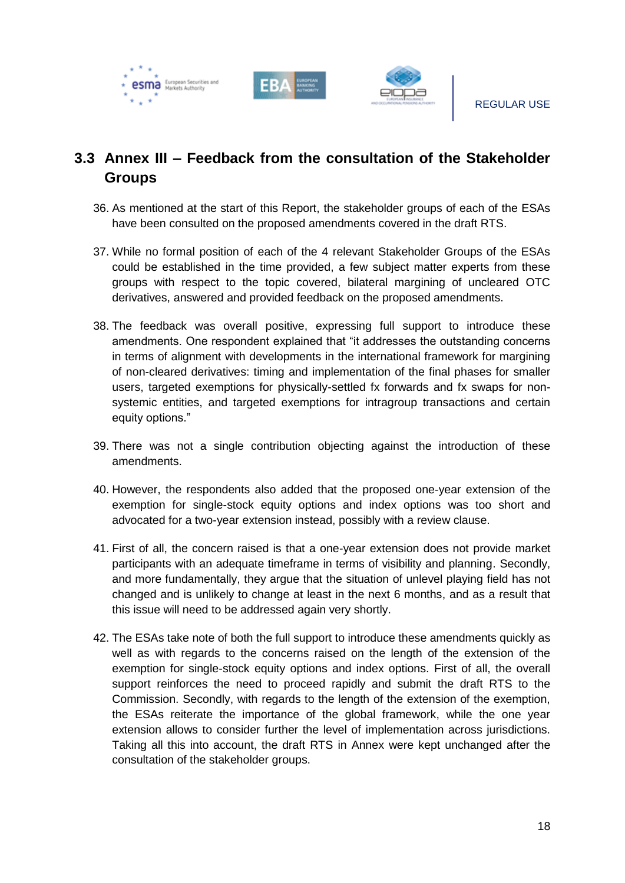## 3.3 Annex III – Feedback from the consultation of the Stakeholder Groups

36. As mentioned at the start of this Report, the stakeholder groups of each of the ESAs have been consulted on the proposed amendments covered in the draft RTS.

37. While no formal position of each of the 4 relevant Stakeholder Groups of the ESAs could be established in the time provided, a few subject matter experts from these groups with respect to the topic covered, bilateral margining of uncleared OTC derivatives, answered and provided feedback on the proposed amendments.

38. The feedback was overall positive, expressing full support to introduce these amendments. One respondent explained that "it addresses the outstanding concerns in terms of alignment with developments in the international framework for margining of non-cleared derivatives: timing and implementation of the final phases for smaller users, targeted exemptions for physically-settled fx forwards and fx swaps for non-systemic entities, and targeted exemptions for intragroup transactions and certain equity options."

39. There was not a single contribution objecting against the introduction of these amendments.

40. However, the respondents also added that the proposed one-year extension of the exemption for single-stock equity options and index options was too short and advocated for a two-year extension instead, possibly with a review clause.

41. First of all, the concern raised is that a one-year extension does not provide market participants with an adequate timeframe in terms of visibility and planning. Secondly, and more fundamentally, they argue that the situation of unlevel playing field has not changed and is unlikely to change at least in the next 6 months, and as a result that this issue will need to be addressed again very shortly.

42. The ESAs take note of both the full support to introduce these amendments quickly as well as with regards to the concerns raised on the length of the extension of the exemption for single-stock equity options and index options. First of all, the overall support reinforces the need to proceed rapidly and submit the draft RTS to the Commission. Secondly, with regards to the length of the extension of the exemption, the ESAs reiterate the importance of the global framework, while the one year extension allows to consider further the level of implementation across jurisdictions. Taking all this into account, the draft RTS in Annex were kept unchanged after the consultation of the stakeholder groups.